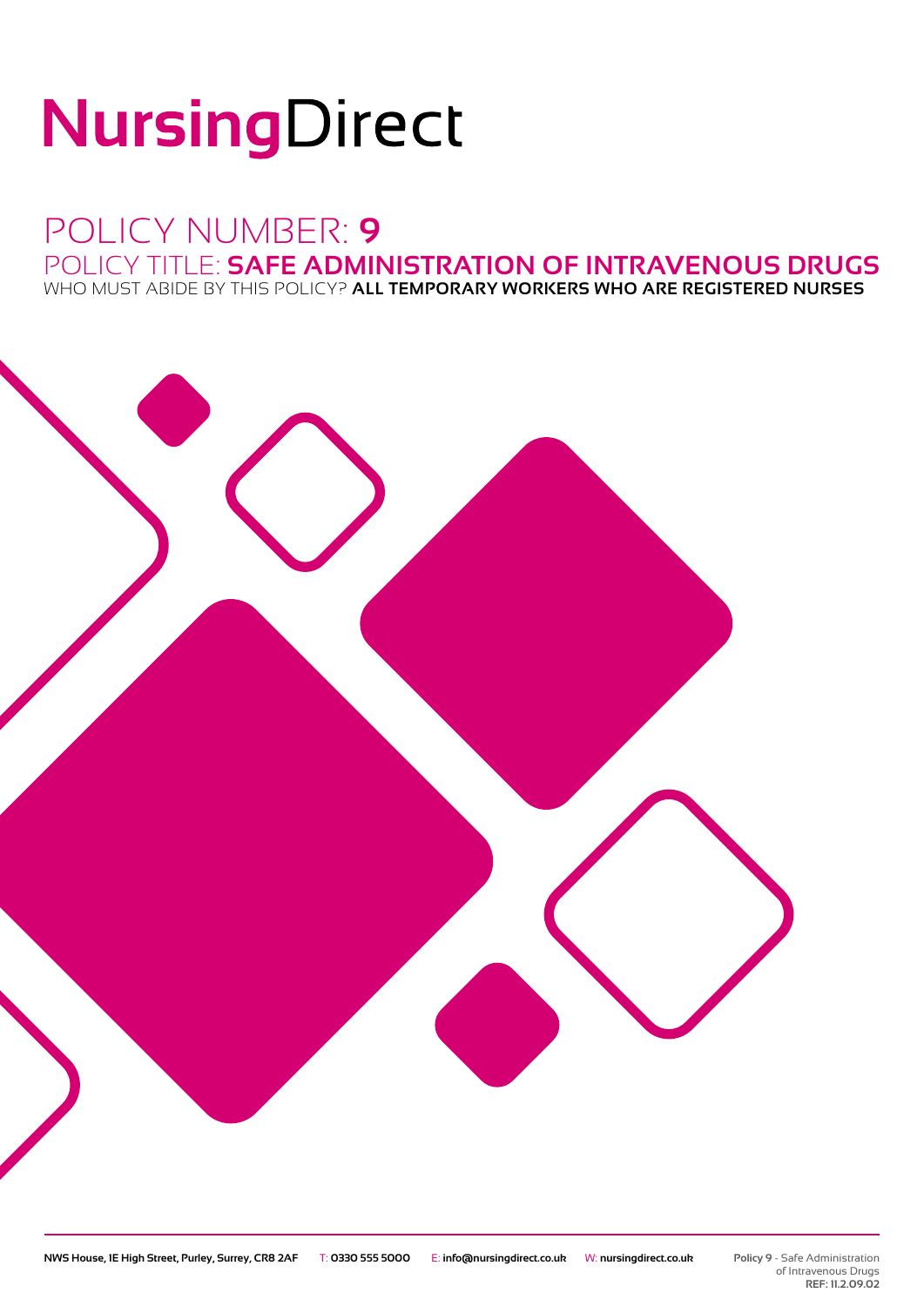# NursingDirect

## POLICY NUMBER: **9**

## POLICY TITLE: **SAFE ADMINISTRATION OF INTRAVENOUS DRUGS**

WHO MUST ABIDE BY THIS POLICY? **ALL TEMPORARY WORKERS WHO ARE REGISTERED NURSES**

**NWS House, 1E High Street, Purley, Surrey, CR8 2AF** T: **0330 555 5000** E: **info@nursingdirect.co.uk** W: **nursingdirect.co.uk**

**Policy 9** - Safe Administration of Intravenous Drugs
**REF: 11.2.09.02**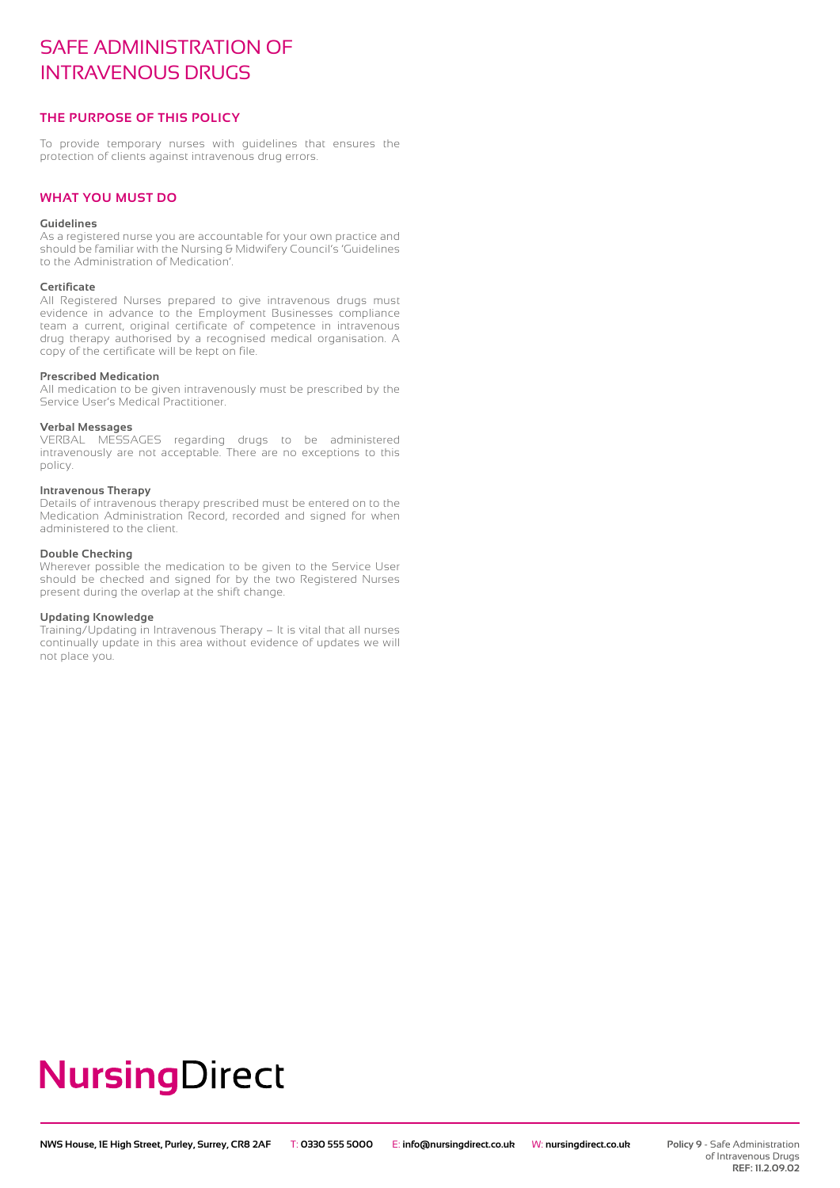# SAFE ADMINISTRATION OF INTRAVENOUS DRUGS

## THE PURPOSE OF THIS POLICY

To provide temporary nurses with guidelines that ensures the protection of clients against intravenous drug errors.

## WHAT YOU MUST DO

**Guidelines**
As a registered nurse you are accountable for your own practice and should be familiar with the Nursing & Midwifery Council's 'Guidelines to the Administration of Medication'.

**Certificate**
All Registered Nurses prepared to give intravenous drugs must evidence in advance to the Employment Businesses compliance team a current, original certificate of competence in intravenous drug therapy authorised by a recognised medical organisation. A copy of the certificate will be kept on file.

**Prescribed Medication**
All medication to be given intravenously must be prescribed by the Service User's Medical Practitioner.

**Verbal Messages**
VERBAL MESSAGES regarding drugs to be administered intravenously are not acceptable. There are no exceptions to this policy.

**Intravenous Therapy**
Details of intravenous therapy prescribed must be entered on to the Medication Administration Record, recorded and signed for when administered to the client.

**Double Checking**
Wherever possible the medication to be given to the Service User should be checked and signed for by the two Registered Nurses present during the overlap at the shift change.

**Updating Knowledge**
Training/Updating in Intravenous Therapy – It is vital that all nurses continually update in this area without evidence of updates we will not place you.

**Nursing**Direct

NWS House, 1E High Street, Purley, Surrey, CR8 2AF T: 0330 555 5000 E: info@nursingdirect.co.uk W: nursingdirect.co.uk

Policy 9 - Safe Administration of Intravenous Drugs
REF: 11.2.09.02